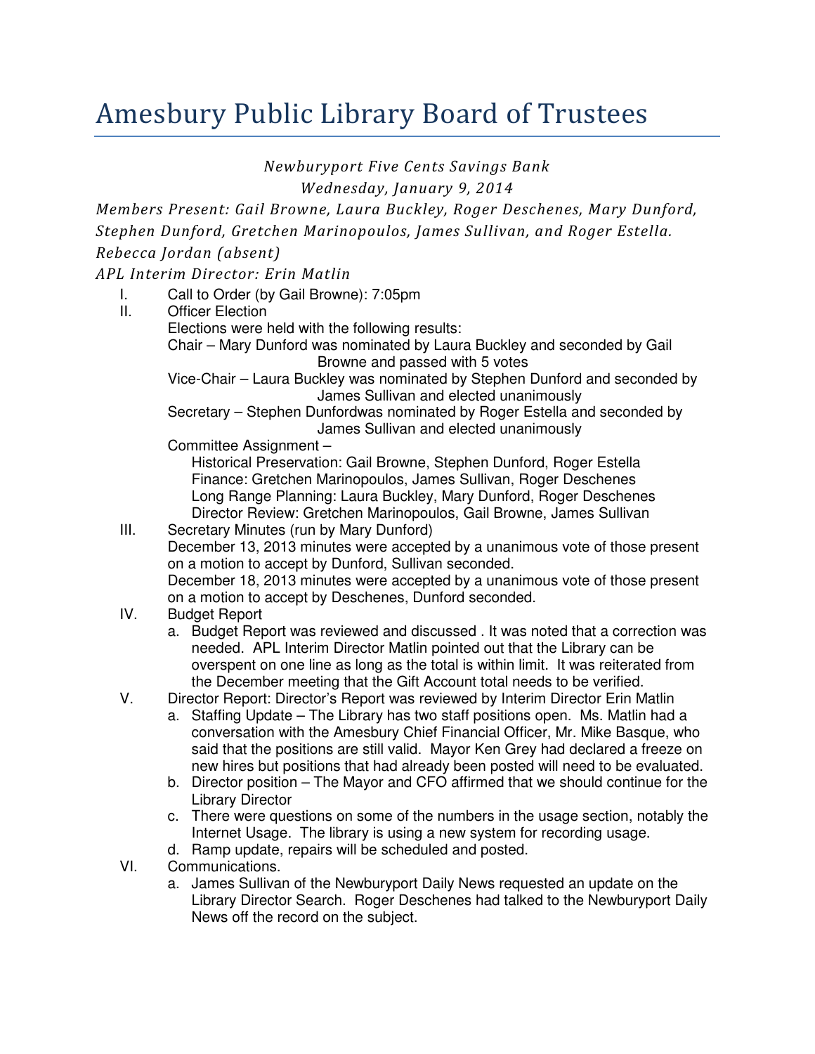# Amesbury Public Library Board of Trustees

*Newburyport Five Cents Savings Bank*

*Wednesday, January 9, 2014*

*Members Present: Gail Browne, Laura Buckley, Roger Deschenes, Mary Dunford, Stephen Dunford, Gretchen Marinopoulos, James Sullivan, and Roger Estella. Rebecca Jordan (absent)*

*APL Interim Director: Erin Matlin*

I. Call to Order (by Gail Browne): 7:05pm

II. Officer Election

   Elections were held with the following results:

   Chair – Mary Dunford was nominated by Laura Buckley and seconded by Gail Browne and passed with 5 votes

   Vice-Chair – Laura Buckley was nominated by Stephen Dunford and seconded by James Sullivan and elected unanimously

   Secretary – Stephen Dunfordwas nominated by Roger Estella and seconded by James Sullivan and elected unanimously

   Committee Assignment –

   - Historical Preservation: Gail Browne, Stephen Dunford, Roger Estella
   - Finance: Gretchen Marinopoulos, James Sullivan, Roger Deschenes
   - Long Range Planning: Laura Buckley, Mary Dunford, Roger Deschenes
   - Director Review: Gretchen Marinopoulos, Gail Browne, James Sullivan

III. Secretary Minutes (run by Mary Dunford)

   December 13, 2013 minutes were accepted by a unanimous vote of those present on a motion to accept by Dunford, Sullivan seconded.

   December 18, 2013 minutes were accepted by a unanimous vote of those present on a motion to accept by Deschenes, Dunford seconded.

IV. Budget Report

   a. Budget Report was reviewed and discussed . It was noted that a correction was needed. APL Interim Director Matlin pointed out that the Library can be overspent on one line as long as the total is within limit. It was reiterated from the December meeting that the Gift Account total needs to be verified.

V. Director Report: Director's Report was reviewed by Interim Director Erin Matlin

   a. Staffing Update – The Library has two staff positions open. Ms. Matlin had a conversation with the Amesbury Chief Financial Officer, Mr. Mike Basque, who said that the positions are still valid. Mayor Ken Grey had declared a freeze on new hires but positions that had already been posted will need to be evaluated.

   b. Director position – The Mayor and CFO affirmed that we should continue for the Library Director

   c. There were questions on some of the numbers in the usage section, notably the Internet Usage. The library is using a new system for recording usage.

   d. Ramp update, repairs will be scheduled and posted.

VI. Communications.

   a. James Sullivan of the Newburyport Daily News requested an update on the Library Director Search. Roger Deschenes had talked to the Newburyport Daily News off the record on the subject.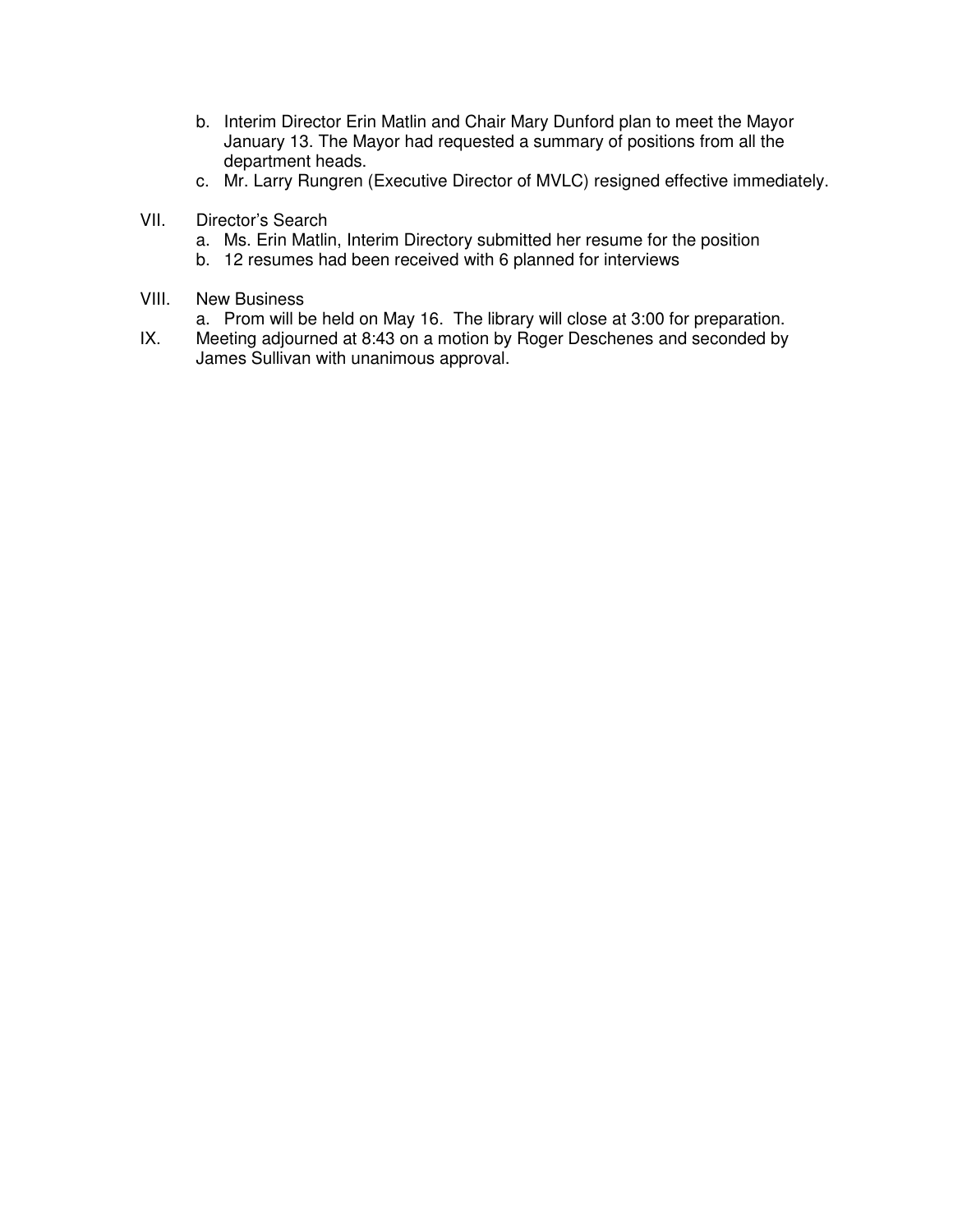b. Interim Director Erin Matlin and Chair Mary Dunford plan to meet the Mayor January 13. The Mayor had requested a summary of positions from all the department heads.
c. Mr. Larry Rungren (Executive Director of MVLC) resigned effective immediately.

VII. Director's Search
a. Ms. Erin Matlin, Interim Directory submitted her resume for the position
b. 12 resumes had been received with 6 planned for interviews

VIII. New Business
a. Prom will be held on May 16. The library will close at 3:00 for preparation.

IX. Meeting adjourned at 8:43 on a motion by Roger Deschenes and seconded by James Sullivan with unanimous approval.